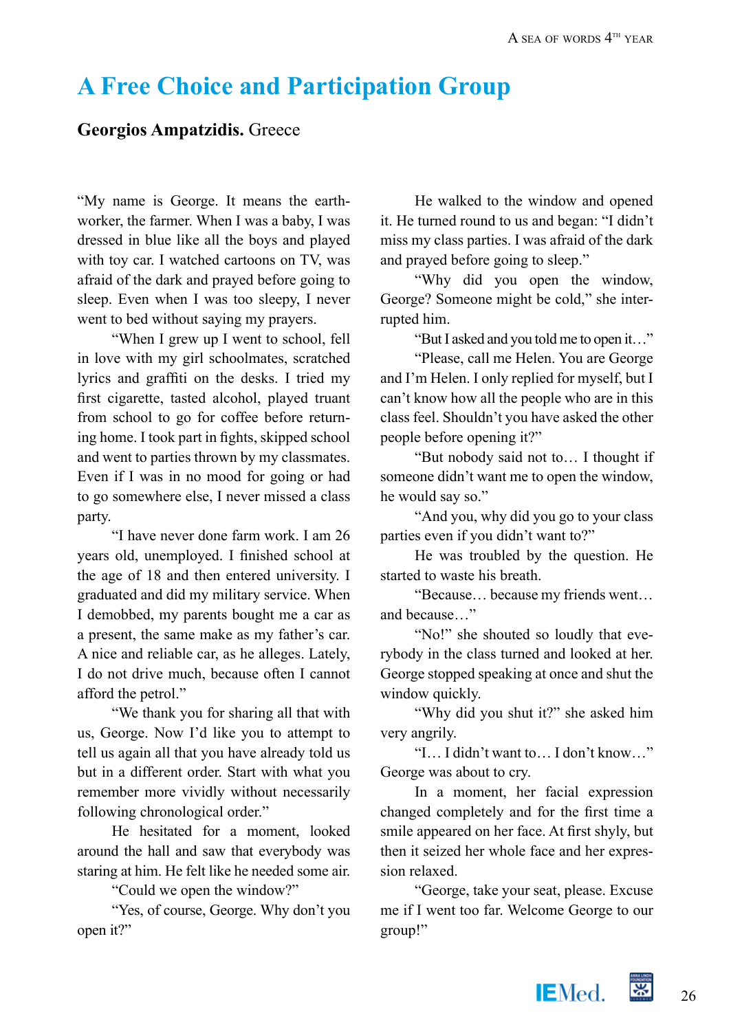# A Free Choice and Participation Group

**Georgios Ampatzidis.** Greece

"My name is George. It means the earthworker, the farmer. When I was a baby, I was dressed in blue like all the boys and played with toy car. I watched cartoons on TV, was afraid of the dark and prayed before going to sleep. Even when I was too sleepy, I never went to bed without saying my prayers.

"When I grew up I went to school, fell in love with my girl schoolmates, scratched lyrics and graffiti on the desks. I tried my first cigarette, tasted alcohol, played truant from school to go for coffee before returning home. I took part in fights, skipped school and went to parties thrown by my classmates. Even if I was in no mood for going or had to go somewhere else, I never missed a class party.

"I have never done farm work. I am 26 years old, unemployed. I finished school at the age of 18 and then entered university. I graduated and did my military service. When I demobbed, my parents bought me a car as a present, the same make as my father's car. A nice and reliable car, as he alleges. Lately, I do not drive much, because often I cannot afford the petrol."

"We thank you for sharing all that with us, George. Now I'd like you to attempt to tell us again all that you have already told us but in a different order. Start with what you remember more vividly without necessarily following chronological order."

He hesitated for a moment, looked around the hall and saw that everybody was staring at him. He felt like he needed some air.

"Could we open the window?"

"Yes, of course, George. Why don't you open it?"

He walked to the window and opened it. He turned round to us and began: "I didn't miss my class parties. I was afraid of the dark and prayed before going to sleep."

"Why did you open the window, George? Someone might be cold," she interrupted him.

"But I asked and you told me to open it…"

"Please, call me Helen. You are George and I'm Helen. I only replied for myself, but I can't know how all the people who are in this class feel. Shouldn't you have asked the other people before opening it?"

"But nobody said not to… I thought if someone didn't want me to open the window, he would say so."

"And you, why did you go to your class parties even if you didn't want to?"

He was troubled by the question. He started to waste his breath.

"Because… because my friends went… and because…"

"No!" she shouted so loudly that everybody in the class turned and looked at her. George stopped speaking at once and shut the window quickly.

"Why did you shut it?" she asked him very angrily.

"I… I didn't want to… I don't know…" George was about to cry.

In a moment, her facial expression changed completely and for the first time a smile appeared on her face. At first shyly, but then it seized her whole face and her expression relaxed.

"George, take your seat, please. Excuse me if I went too far. Welcome George to our group!"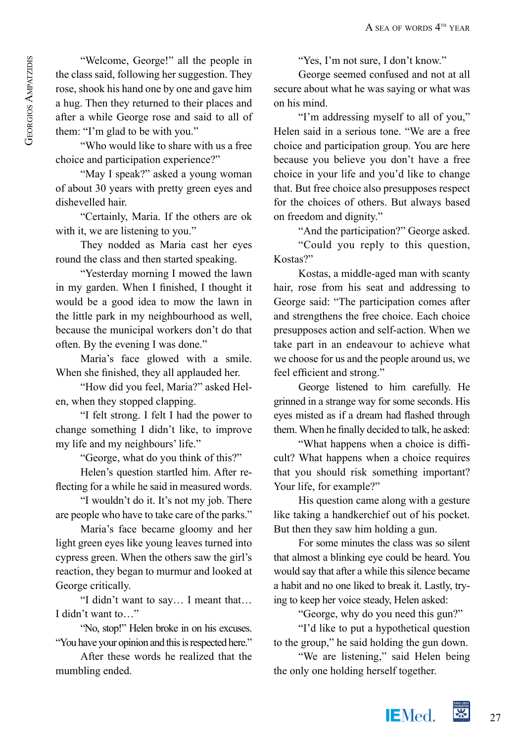"Welcome, George!" all the people in the class said, following her suggestion. They rose, shook his hand one by one and gave him a hug. Then they returned to their places and after a while George rose and said to all of them: "I'm glad to be with you."

"Who would like to share with us a free choice and participation experience?"

"May I speak?" asked a young woman of about 30 years with pretty green eyes and dishevelled hair.

"Certainly, Maria. If the others are ok with it, we are listening to you."

They nodded as Maria cast her eyes round the class and then started speaking.

"Yesterday morning I mowed the lawn in my garden. When I finished, I thought it would be a good idea to mow the lawn in the little park in my neighbourhood as well, because the municipal workers don't do that often. By the evening I was done."

Maria's face glowed with a smile. When she finished, they all applauded her.

"How did you feel, Maria?" asked Helen, when they stopped clapping.

"I felt strong. I felt I had the power to change something I didn't like, to improve my life and my neighbours' life."

"George, what do you think of this?"

Helen's question startled him. After reflecting for a while he said in measured words.

"I wouldn't do it. It's not my job. There are people who have to take care of the parks."

Maria's face became gloomy and her light green eyes like young leaves turned into cypress green. When the others saw the girl's reaction, they began to murmur and looked at George critically.

"I didn't want to say… I meant that… I didn't want to…"

"No, stop!" Helen broke in on his excuses. "You have your opinion and this is respected here."

After these words he realized that the mumbling ended.

"Yes, I'm not sure, I don't know."

George seemed confused and not at all secure about what he was saying or what was on his mind.

"I'm addressing myself to all of you," Helen said in a serious tone. "We are a free choice and participation group. You are here because you believe you don't have a free choice in your life and you'd like to change that. But free choice also presupposes respect for the choices of others. But always based on freedom and dignity."

"And the participation?" George asked.

"Could you reply to this question, Kostas?"

Kostas, a middle-aged man with scanty hair, rose from his seat and addressing to George said: "The participation comes after and strengthens the free choice. Each choice presupposes action and self-action. When we take part in an endeavour to achieve what we choose for us and the people around us, we feel efficient and strong."

George listened to him carefully. He grinned in a strange way for some seconds. His eyes misted as if a dream had flashed through them. When he finally decided to talk, he asked:

"What happens when a choice is difficult? What happens when a choice requires that you should risk something important? Your life, for example?"

His question came along with a gesture like taking a handkerchief out of his pocket. But then they saw him holding a gun.

For some minutes the class was so silent that almost a blinking eye could be heard. You would say that after a while this silence became a habit and no one liked to break it. Lastly, trying to keep her voice steady, Helen asked:

"George, why do you need this gun?"

"I'd like to put a hypothetical question to the group," he said holding the gun down.

"We are listening," said Helen being the only one holding herself together.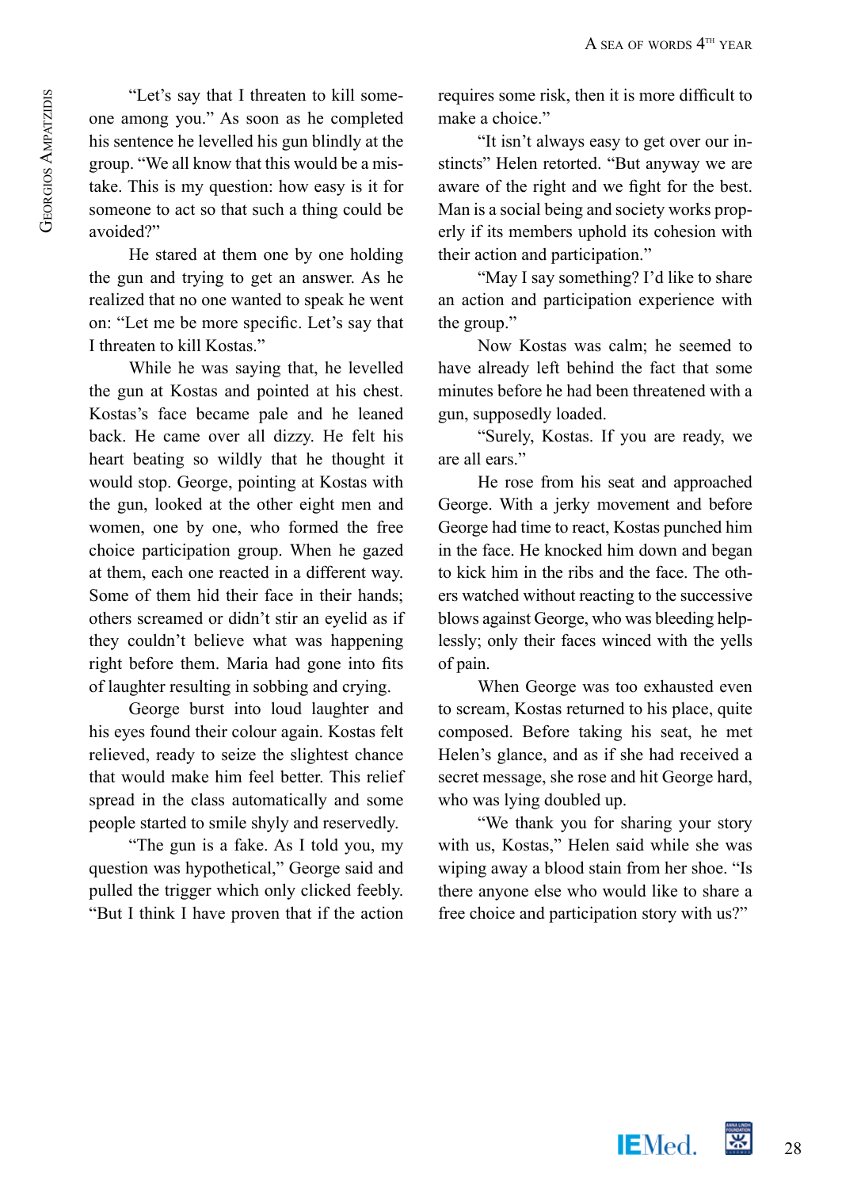"Let's say that I threaten to kill someone among you." As soon as he completed his sentence he levelled his gun blindly at the group. "We all know that this would be a mistake. This is my question: how easy is it for someone to act so that such a thing could be avoided?"

He stared at them one by one holding the gun and trying to get an answer. As he realized that no one wanted to speak he went on: "Let me be more specific. Let's say that I threaten to kill Kostas."

While he was saying that, he levelled the gun at Kostas and pointed at his chest. Kostas's face became pale and he leaned back. He came over all dizzy. He felt his heart beating so wildly that he thought it would stop. George, pointing at Kostas with the gun, looked at the other eight men and women, one by one, who formed the free choice participation group. When he gazed at them, each one reacted in a different way. Some of them hid their face in their hands; others screamed or didn't stir an eyelid as if they couldn't believe what was happening right before them. Maria had gone into fits of laughter resulting in sobbing and crying.

George burst into loud laughter and his eyes found their colour again. Kostas felt relieved, ready to seize the slightest chance that would make him feel better. This relief spread in the class automatically and some people started to smile shyly and reservedly.

"The gun is a fake. As I told you, my question was hypothetical," George said and pulled the trigger which only clicked feebly. "But I think I have proven that if the action requires some risk, then it is more difficult to make a choice."

"It isn't always easy to get over our instincts" Helen retorted. "But anyway we are aware of the right and we fight for the best. Man is a social being and society works properly if its members uphold its cohesion with their action and participation."

"May I say something? I'd like to share an action and participation experience with the group."

Now Kostas was calm; he seemed to have already left behind the fact that some minutes before he had been threatened with a gun, supposedly loaded.

"Surely, Kostas. If you are ready, we are all ears."

He rose from his seat and approached George. With a jerky movement and before George had time to react, Kostas punched him in the face. He knocked him down and began to kick him in the ribs and the face. The others watched without reacting to the successive blows against George, who was bleeding helplessly; only their faces winced with the yells of pain.

When George was too exhausted even to scream, Kostas returned to his place, quite composed. Before taking his seat, he met Helen's glance, and as if she had received a secret message, she rose and hit George hard, who was lying doubled up.

"We thank you for sharing your story with us, Kostas," Helen said while she was wiping away a blood stain from her shoe. "Is there anyone else who would like to share a free choice and participation story with us?"